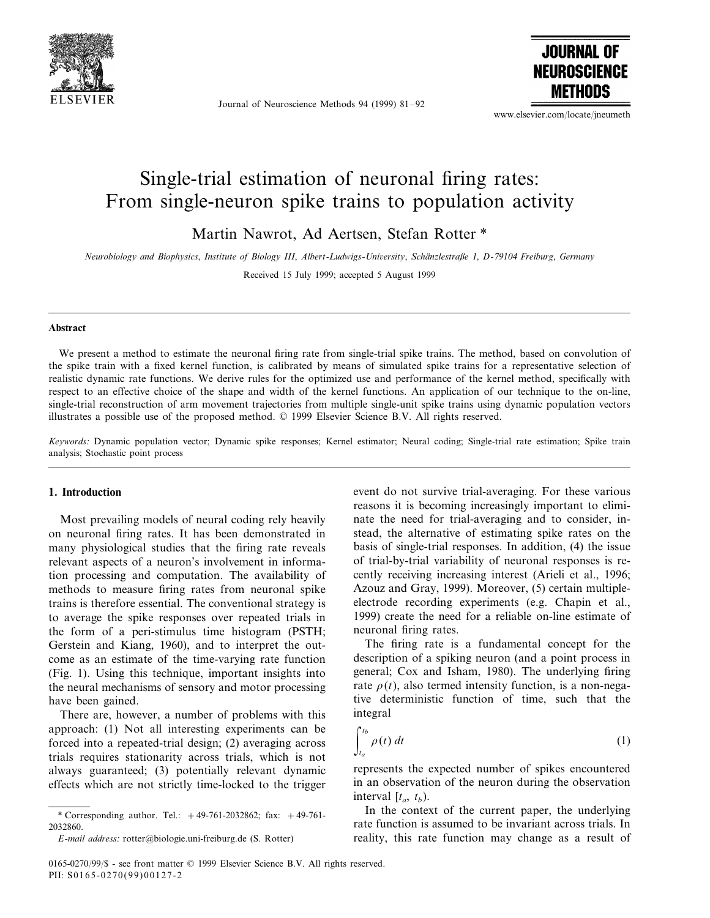# Single-trial estimation of neuronal firing rates: From single-neuron spike trains to population activity

Martin Nawrot, Ad Aertsen, Stefan Rotter *

*Neurobiology and Biophysics, Institute of Biology III, Albert-Ludwigs-University, Schänzlestraße 1, D-79104 Freiburg, Germany*

Received 15 July 1999; accepted 5 August 1999

## Abstract

We present a method to estimate the neuronal firing rate from single-trial spike trains. The method, based on convolution of the spike train with a fixed kernel function, is calibrated by means of simulated spike trains for a representative selection of realistic dynamic rate functions. We derive rules for the optimized use and performance of the kernel method, specifically with respect to an effective choice of the shape and width of the kernel functions. An application of our technique to the on-line, single-trial reconstruction of arm movement trajectories from multiple single-unit spike trains using dynamic population vectors illustrates a possible use of the proposed method. © 1999 Elsevier Science B.V. All rights reserved.

*Keywords:* Dynamic population vector; Dynamic spike responses; Kernel estimator; Neural coding; Single-trial rate estimation; Spike train analysis; Stochastic point process

## 1. Introduction

Most prevailing models of neural coding rely heavily on neuronal firing rates. It has been demonstrated in many physiological studies that the firing rate reveals relevant aspects of a neuron's involvement in information processing and computation. The availability of methods to measure firing rates from neuronal spike trains is therefore essential. The conventional strategy is to average the spike responses over repeated trials in the form of a peri-stimulus time histogram (PSTH; Gerstein and Kiang, 1960), and to interpret the outcome as an estimate of the time-varying rate function (Fig. 1). Using this technique, important insights into the neural mechanisms of sensory and motor processing have been gained.

There are, however, a number of problems with this approach: (1) Not all interesting experiments can be forced into a repeated-trial design; (2) averaging across trials requires stationarity across trials, which is not always guaranteed; (3) potentially relevant dynamic effects which are not strictly time-locked to the trigger event do not survive trial-averaging. For these various reasons it is becoming increasingly important to eliminate the need for trial-averaging and to consider, instead, the alternative of estimating spike rates on the basis of single-trial responses. In addition, (4) the issue of trial-by-trial variability of neuronal responses is recently receiving increasing interest (Arieli et al., 1996; Azouz and Gray, 1999). Moreover, (5) certain multiple-electrode recording experiments (e.g. Chapin et al., 1999) create the need for a reliable on-line estimate of neuronal firing rates.

The firing rate is a fundamental concept for the description of a spiking neuron (and a point process in general; Cox and Isham, 1980). The underlying firing rate $\rho(t)$, also termed intensity function, is a non-negative deterministic function of time, such that the integral

$$\int_{t_a}^{t_b} \rho(t)\, dt \tag{1}$$

represents the expected number of spikes encountered in an observation of the neuron during the observation interval $[t_a, t_b)$.

In the context of the current paper, the underlying rate function is assumed to be invariant across trials. In reality, this rate function may change as a result of

---

* Corresponding author. Tel.: +49-761-2032862; fax: +49-761-2032860.

*E-mail address:* rotter@biologie.uni-freiburg.de (S. Rotter)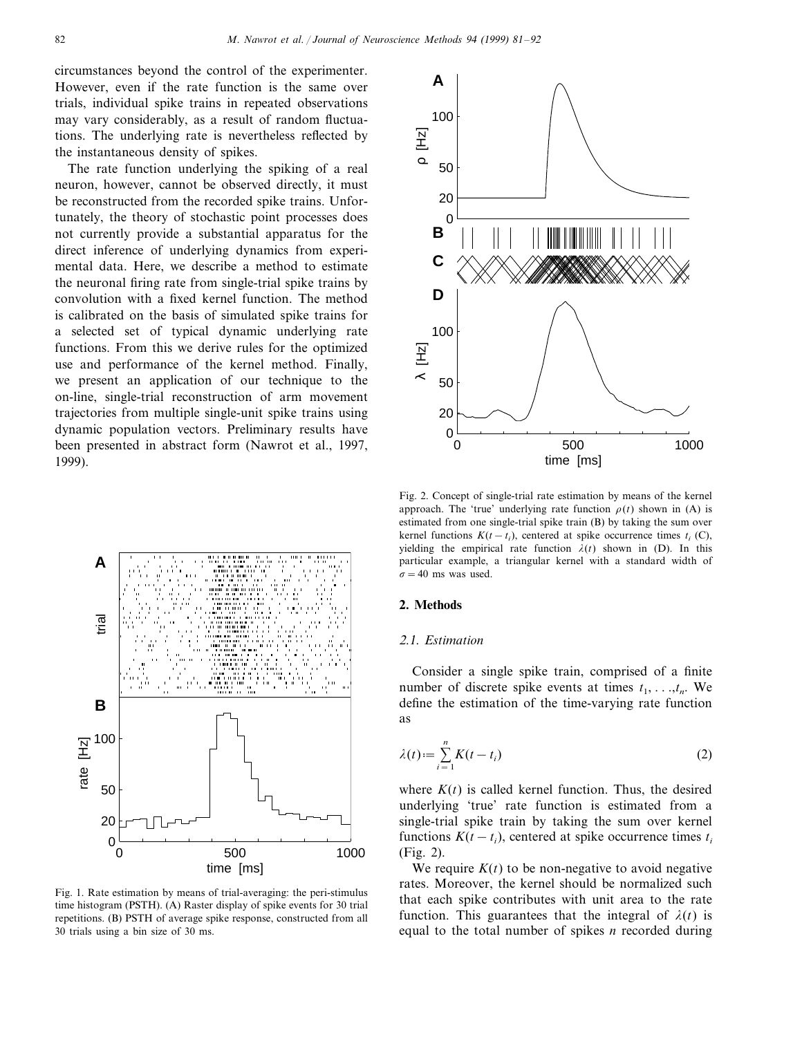circumstances beyond the control of the experimenter. However, even if the rate function is the same over trials, individual spike trains in repeated observations may vary considerably, as a result of random fluctuations. The underlying rate is nevertheless reflected by the instantaneous density of spikes.

The rate function underlying the spiking of a real neuron, however, cannot be observed directly, it must be reconstructed from the recorded spike trains. Unfortunately, the theory of stochastic point processes does not currently provide a substantial apparatus for the direct inference of underlying dynamics from experimental data. Here, we describe a method to estimate the neuronal firing rate from single-trial spike trains by convolution with a fixed kernel function. The method is calibrated on the basis of simulated spike trains for a selected set of typical dynamic underlying rate functions. From this we derive rules for the optimized use and performance of the kernel method. Finally, we present an application of our technique to the on-line, single-trial reconstruction of arm movement trajectories from multiple single-unit spike trains using dynamic population vectors. Preliminary results have been presented in abstract form (Nawrot et al., 1997, 1999).

Fig. 1. Rate estimation by means of trial-averaging: the peri-stimulus time histogram (PSTH). (A) Raster display of spike events for 30 trial repetitions. (B) PSTH of average spike response, constructed from all 30 trials using a bin size of 30 ms.

Fig. 2. Concept of single-trial rate estimation by means of the kernel approach. The 'true' underlying rate function $\rho(t)$ shown in (A) is estimated from one single-trial spike train (B) by taking the sum over kernel functions $K(t-t_i)$, centered at spike occurrence times $t_i$ (C), yielding the empirical rate function $\lambda(t)$ shown in (D). In this particular example, a triangular kernel with a standard width of $\sigma = 40$ ms was used.

## 2. Methods

### 2.1. Estimation

Consider a single spike train, comprised of a finite number of discrete spike events at times $t_1, \ldots, t_n$. We define the estimation of the time-varying rate function as

$$\lambda(t) := \sum_{i=1}^{n} K(t-t_i) \tag{2}$$

where $K(t)$ is called kernel function. Thus, the desired underlying 'true' rate function is estimated from a single-trial spike train by taking the sum over kernel functions $K(t-t_i)$, centered at spike occurrence times $t_i$ (Fig. 2).

We require $K(t)$ to be non-negative to avoid negative rates. Moreover, the kernel should be normalized such that each spike contributes with unit area to the rate function. This guarantees that the integral of $\lambda(t)$ is equal to the total number of spikes $n$ recorded during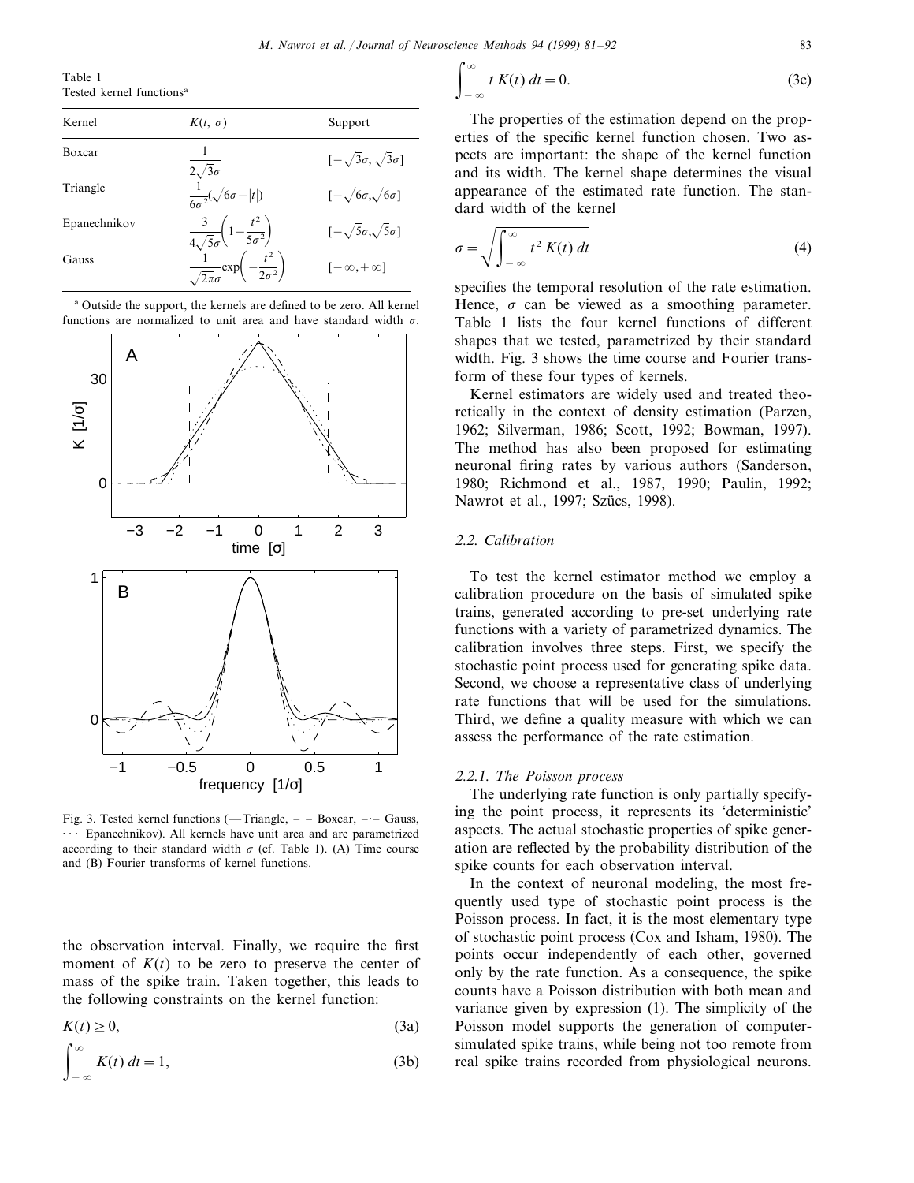Table 1
Tested kernel functions[a]

| Kernel | $K(t, \sigma)$ | Support |
|---|---|---|
| Boxcar | $\frac{1}{2\sqrt{3}\sigma}$ | $[-\sqrt{3}\sigma, \sqrt{3}\sigma]$ |
| Triangle | $\frac{1}{6\sigma^2}(\sqrt{6}\sigma - \|t\|)$ | $[-\sqrt{6}\sigma, \sqrt{6}\sigma]$ |
| Epanechnikov | $\frac{3}{4\sqrt{5}\sigma}\left(1 - \frac{t^2}{5\sigma^2}\right)$ | $[-\sqrt{5}\sigma, \sqrt{5}\sigma]$ |
| Gauss | $\frac{1}{\sqrt{2\pi}\sigma}\exp\left(-\frac{t^2}{2\sigma^2}\right)$ | $[-\infty, +\infty]$ |

[a] Outside the support, the kernels are defined to be zero. All kernel functions are normalized to unit area and have standard width $\sigma$.

Fig. 3. Tested kernel functions (— Triangle, – – Boxcar, –·– Gauss, ··· Epanechnikov). All kernels have unit area and are parametrized according to their standard width $\sigma$ (cf. Table 1). (A) Time course and (B) Fourier transforms of kernel functions.

the observation interval. Finally, we require the first moment of $K(t)$ to be zero to preserve the center of mass of the spike train. Taken together, this leads to the following constraints on the kernel function:

$$K(t) \geq 0, \tag{3a}$$

$$\int_{-\infty}^{\infty} K(t)\, dt = 1, \tag{3b}$$

$$\int_{-\infty}^{\infty} t\, K(t)\, dt = 0. \tag{3c}$$

The properties of the estimation depend on the properties of the specific kernel function chosen. Two aspects are important: the shape of the kernel function and its width. The kernel shape determines the visual appearance of the estimated rate function. The standard width of the kernel

$$\sigma = \sqrt{\int_{-\infty}^{\infty} t^2\, K(t)\, dt} \tag{4}$$

specifies the temporal resolution of the rate estimation. Hence, $\sigma$ can be viewed as a smoothing parameter. Table 1 lists the four kernel functions of different shapes that we tested, parametrized by their standard width. Fig. 3 shows the time course and Fourier transform of these four types of kernels.

Kernel estimators are widely used and treated theoretically in the context of density estimation (Parzen, 1962; Silverman, 1986; Scott, 1992; Bowman, 1997). The method has also been proposed for estimating neuronal firing rates by various authors (Sanderson, 1980; Richmond et al., 1987, 1990; Paulin, 1992; Nawrot et al., 1997; Szücs, 1998).

### 2.2. Calibration

To test the kernel estimator method we employ a calibration procedure on the basis of simulated spike trains, generated according to pre-set underlying rate functions with a variety of parametrized dynamics. The calibration involves three steps. First, we specify the stochastic point process used for generating spike data. Second, we choose a representative class of underlying rate functions that will be used for the simulations. Third, we define a quality measure with which we can assess the performance of the rate estimation.

#### 2.2.1. The Poisson process

The underlying rate function is only partially specifying the point process, it represents its 'deterministic' aspects. The actual stochastic properties of spike generation are reflected by the probability distribution of the spike counts for each observation interval.

In the context of neuronal modeling, the most frequently used type of stochastic point process is the Poisson process. In fact, it is the most elementary type of stochastic point process (Cox and Isham, 1980). The points occur independently of each other, governed only by the rate function. As a consequence, the spike counts have a Poisson distribution with both mean and variance given by expression (1). The simplicity of the Poisson model supports the generation of computer-simulated spike trains, while being not too remote from real spike trains recorded from physiological neurons.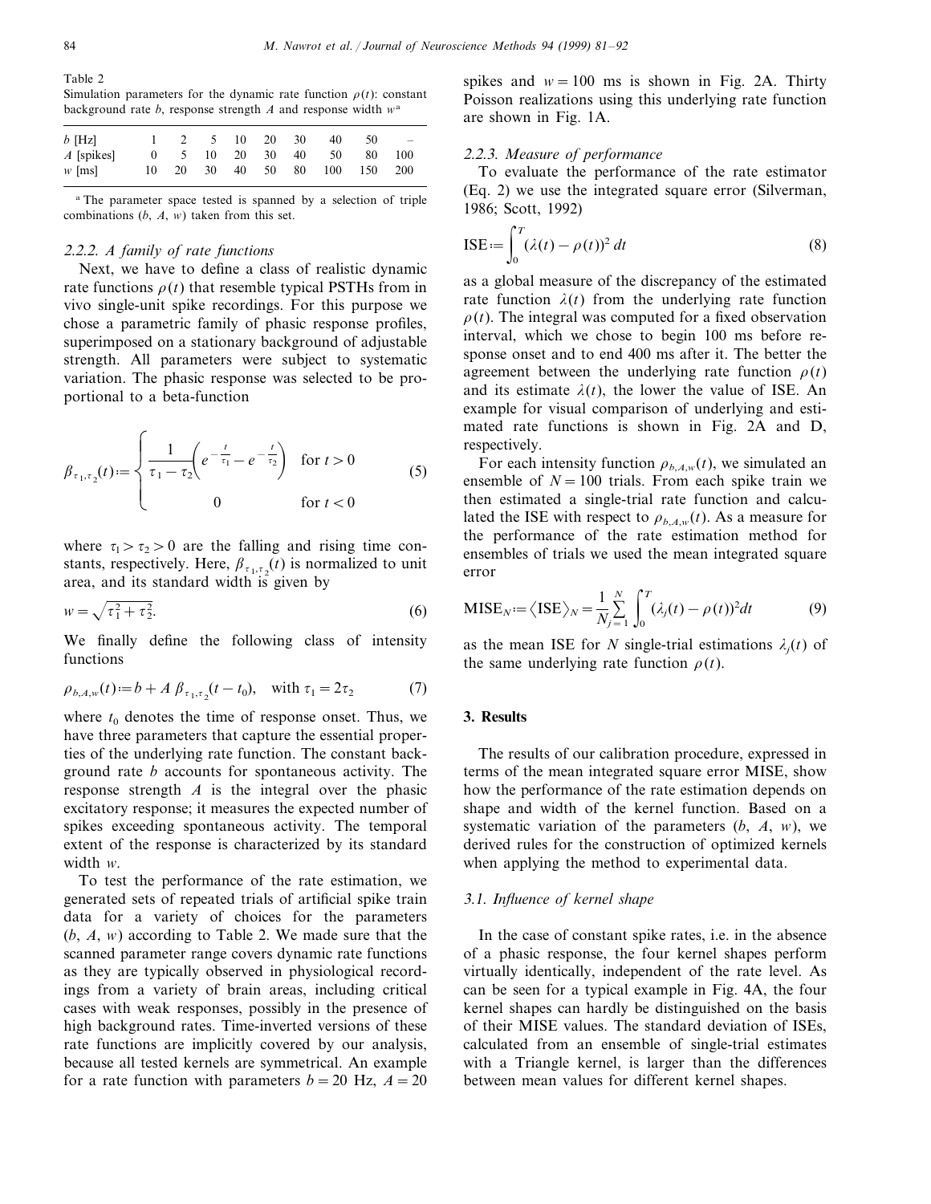Table 2
Simulation parameters for the dynamic rate function $\rho(t)$: constant background rate $b$, response strength $A$ and response width $w$ [a]

| $b$ [Hz] | 1 | 2 | 5 | 10 | 20 | 30 | 40 | 50 | – |
|---|---|---|---|---|---|---|---|---|---|
| $A$ [spikes] | 0 | 5 | 10 | 20 | 30 | 40 | 50 | 80 | 100 |
| $w$ [ms] | 10 | 20 | 30 | 40 | 50 | 80 | 100 | 150 | 200 |

[a] The parameter space tested is spanned by a selection of triple combinations ($b$, $A$, $w$) taken from this set.

### 2.2.2. A family of rate functions

Next, we have to define a class of realistic dynamic rate functions $\rho(t)$ that resemble typical PSTHs from in vivo single-unit spike recordings. For this purpose we chose a parametric family of phasic response profiles, superimposed on a stationary background of adjustable strength. All parameters were subject to systematic variation. The phasic response was selected to be proportional to a beta-function

$$\beta_{\tau_1,\tau_2}(t) := \begin{cases} \frac{1}{\tau_1 - \tau_2}\left(e^{-\frac{t}{\tau_1}} - e^{-\frac{t}{\tau_2}}\right) & \text{for } t > 0 \\ 0 & \text{for } t < 0 \end{cases} \tag{5}$$

where $\tau_1 > \tau_2 > 0$ are the falling and rising time constants, respectively. Here, $\beta_{\tau_1,\tau_2}(t)$ is normalized to unit area, and its standard width is given by

$$w = \sqrt{\tau_1^2 + \tau_2^2}. \tag{6}$$

We finally define the following class of intensity functions

$$\rho_{b,A,w}(t) := b + A\,\beta_{\tau_1,\tau_2}(t - t_0), \quad \text{with } \tau_1 = 2\tau_2 \tag{7}$$

where $t_0$ denotes the time of response onset. Thus, we have three parameters that capture the essential properties of the underlying rate function. The constant background rate $b$ accounts for spontaneous activity. The response strength $A$ is the integral over the phasic excitatory response; it measures the expected number of spikes exceeding spontaneous activity. The temporal extent of the response is characterized by its standard width $w$.

To test the performance of the rate estimation, we generated sets of repeated trials of artificial spike train data for a variety of choices for the parameters ($b$, $A$, $w$) according to Table 2. We made sure that the scanned parameter range covers dynamic rate functions as they are typically observed in physiological recordings from a variety of brain areas, including critical cases with weak responses, possibly in the presence of high background rates. Time-inverted versions of these rate functions are implicitly covered by our analysis, because all tested kernels are symmetrical. An example for a rate function with parameters $b = 20$ Hz, $A = 20$ spikes and $w = 100$ ms is shown in Fig. 2A. Thirty Poisson realizations using this underlying rate function are shown in Fig. 1A.

### 2.2.3. Measure of performance

To evaluate the performance of the rate estimator (Eq. 2) we use the integrated square error (Silverman, 1986; Scott, 1992)

$$\text{ISE} := \int_0^T (\lambda(t) - \rho(t))^2\, dt \tag{8}$$

as a global measure of the discrepancy of the estimated rate function $\lambda(t)$ from the underlying rate function $\rho(t)$. The integral was computed for a fixed observation interval, which we chose to begin 100 ms before response onset and to end 400 ms after it. The better the agreement between the underlying rate function $\rho(t)$ and its estimate $\lambda(t)$, the lower the value of ISE. An example for visual comparison of underlying and estimated rate functions is shown in Fig. 2A and D, respectively.

For each intensity function $\rho_{b,A,w}(t)$, we simulated an ensemble of $N = 100$ trials. From each spike train we then estimated a single-trial rate function and calculated the ISE with respect to $\rho_{b,A,w}(t)$. As a measure for the performance of the rate estimation method for ensembles of trials we used the mean integrated square error

$$\text{MISE}_N := \langle \text{ISE} \rangle_N = \frac{1}{N}\sum_{j=1}^{N} \int_0^T (\lambda_j(t) - \rho(t))^2 dt \tag{9}$$

as the mean ISE for $N$ single-trial estimations $\lambda_j(t)$ of the same underlying rate function $\rho(t)$.

## 3. Results

The results of our calibration procedure, expressed in terms of the mean integrated square error MISE, show how the performance of the rate estimation depends on shape and width of the kernel function. Based on a systematic variation of the parameters ($b$, $A$, $w$), we derived rules for the construction of optimized kernels when applying the method to experimental data.

### 3.1. Influence of kernel shape

In the case of constant spike rates, i.e. in the absence of a phasic response, the four kernel shapes perform virtually identically, independent of the rate level. As can be seen for a typical example in Fig. 4A, the four kernel shapes can hardly be distinguished on the basis of their MISE values. The standard deviation of ISEs, calculated from an ensemble of single-trial estimates with a Triangle kernel, is larger than the differences between mean values for different kernel shapes.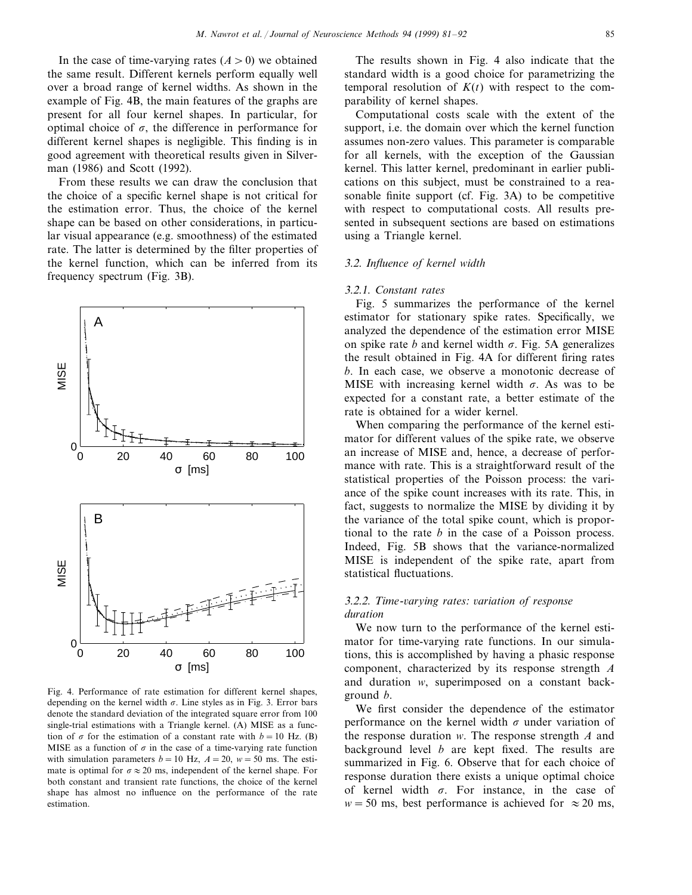In the case of time-varying rates ($A > 0$) we obtained the same result. Different kernels perform equally well over a broad range of kernel widths. As shown in the example of Fig. 4B, the main features of the graphs are present for all four kernel shapes. In particular, for optimal choice of $\sigma$, the difference in performance for different kernel shapes is negligible. This finding is in good agreement with theoretical results given in Silverman (1986) and Scott (1992).

From these results we can draw the conclusion that the choice of a specific kernel shape is not critical for the estimation error. Thus, the choice of the kernel shape can be based on other considerations, in particular visual appearance (e.g. smoothness) of the estimated rate. The latter is determined by the filter properties of the kernel function, which can be inferred from its frequency spectrum (Fig. 3B).

Fig. 4. Performance of rate estimation for different kernel shapes, depending on the kernel width $\sigma$. Line styles as in Fig. 3. Error bars denote the standard deviation of the integrated square error from 100 single-trial estimations with a Triangle kernel. (A) MISE as a function of $\sigma$ for the estimation of a constant rate with $b = 10$ Hz. (B) MISE as a function of $\sigma$ in the case of a time-varying rate function with simulation parameters $b = 10$ Hz, $A = 20$, $w = 50$ ms. The estimate is optimal for $\sigma \approx 20$ ms, independent of the kernel shape. For both constant and transient rate functions, the choice of the kernel shape has almost no influence on the performance of the rate estimation.

The results shown in Fig. 4 also indicate that the standard width is a good choice for parametrizing the temporal resolution of $K(t)$ with respect to the comparability of kernel shapes.

Computational costs scale with the extent of the support, i.e. the domain over which the kernel function assumes non-zero values. This parameter is comparable for all kernels, with the exception of the Gaussian kernel. This latter kernel, predominant in earlier publications on this subject, must be constrained to a reasonable finite support (cf. Fig. 3A) to be competitive with respect to computational costs. All results presented in subsequent sections are based on estimations using a Triangle kernel.

### 3.2. Influence of kernel width

#### 3.2.1. Constant rates

Fig. 5 summarizes the performance of the kernel estimator for stationary spike rates. Specifically, we analyzed the dependence of the estimation error MISE on spike rate $b$ and kernel width $\sigma$. Fig. 5A generalizes the result obtained in Fig. 4A for different firing rates $b$. In each case, we observe a monotonic decrease of MISE with increasing kernel width $\sigma$. As was to be expected for a constant rate, a better estimate of the rate is obtained for a wider kernel.

When comparing the performance of the kernel estimator for different values of the spike rate, we observe an increase of MISE and, hence, a decrease of performance with rate. This is a straightforward result of the statistical properties of the Poisson process: the variance of the spike count increases with its rate. This, in fact, suggests to normalize the MISE by dividing it by the variance of the total spike count, which is proportional to the rate $b$ in the case of a Poisson process. Indeed, Fig. 5B shows that the variance-normalized MISE is independent of the spike rate, apart from statistical fluctuations.

#### 3.2.2. Time-varying rates: variation of response duration

We now turn to the performance of the kernel estimator for time-varying rate functions. In our simulations, this is accomplished by having a phasic response component, characterized by its response strength $A$ and duration $w$, superimposed on a constant background $b$.

We first consider the dependence of the estimator performance on the kernel width $\sigma$ under variation of the response duration $w$. The response strength $A$ and background level $b$ are kept fixed. The results are summarized in Fig. 6. Observe that for each choice of response duration there exists a unique optimal choice of kernel width $\sigma$. For instance, in the case of $w = 50$ ms, best performance is achieved for $\approx 20$ ms,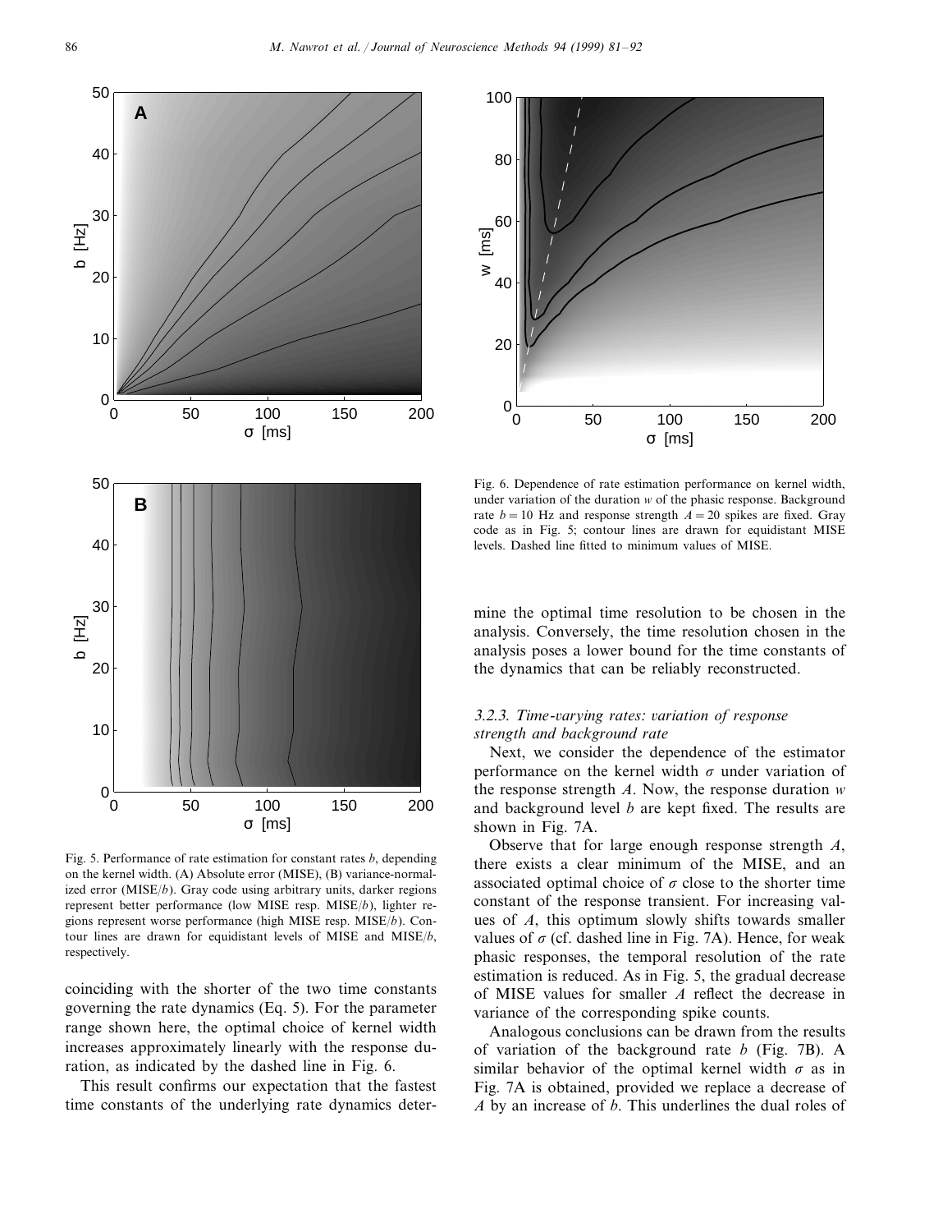Fig. 5. Performance of rate estimation for constant rates $b$, depending on the kernel width. (A) Absolute error (MISE), (B) variance-normalized error (MISE/$b$). Gray code using arbitrary units, darker regions represent better performance (low MISE resp. MISE/$b$), lighter regions represent worse performance (high MISE resp. MISE/$b$). Contour lines are drawn for equidistant levels of MISE and MISE/$b$, respectively.

Fig. 6. Dependence of rate estimation performance on kernel width, under variation of the duration $w$ of the phasic response. Background rate $b = 10$ Hz and response strength $A = 20$ spikes are fixed. Gray code as in Fig. 5; contour lines are drawn for equidistant MISE levels. Dashed line fitted to minimum values of MISE.

coinciding with the shorter of the two time constants governing the rate dynamics (Eq. 5). For the parameter range shown here, the optimal choice of kernel width increases approximately linearly with the response duration, as indicated by the dashed line in Fig. 6.

This result confirms our expectation that the fastest time constants of the underlying rate dynamics determine the optimal time resolution to be chosen in the analysis. Conversely, the time resolution chosen in the analysis poses a lower bound for the time constants of the dynamics that can be reliably reconstructed.

### 3.2.3. *Time-varying rates: variation of response strength and background rate*

Next, we consider the dependence of the estimator performance on the kernel width $\sigma$ under variation of the response strength $A$. Now, the response duration $w$ and background level $b$ are kept fixed. The results are shown in Fig. 7A.

Observe that for large enough response strength $A$, there exists a clear minimum of the MISE, and an associated optimal choice of $\sigma$ close to the shorter time constant of the response transient. For increasing values of $A$, this optimum slowly shifts towards smaller values of $\sigma$ (cf. dashed line in Fig. 7A). Hence, for weak phasic responses, the temporal resolution of the rate estimation is reduced. As in Fig. 5, the gradual decrease of MISE values for smaller $A$ reflect the decrease in variance of the corresponding spike counts.

Analogous conclusions can be drawn from the results of variation of the background rate $b$ (Fig. 7B). A similar behavior of the optimal kernel width $\sigma$ as in Fig. 7A is obtained, provided we replace a decrease of $A$ by an increase of $b$. This underlines the dual roles of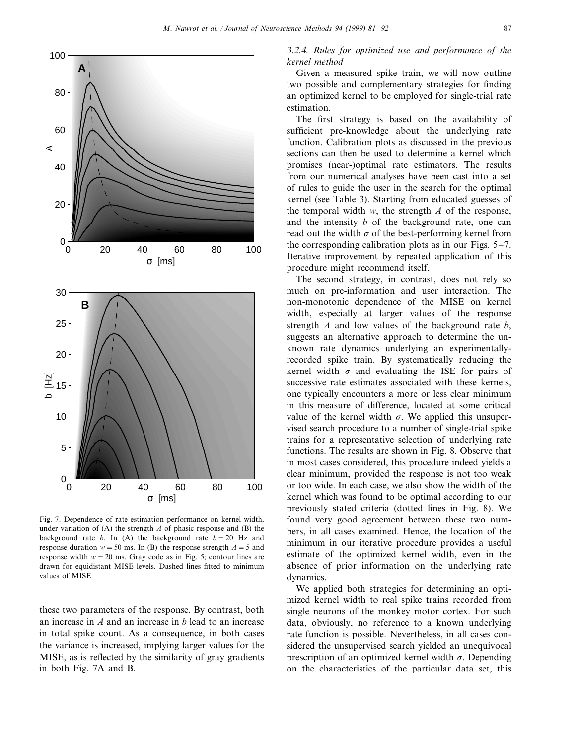Fig. 7. Dependence of rate estimation performance on kernel width, under variation of (A) the strength $A$ of phasic response and (B) the background rate $b$. In (A) the background rate $b = 20$ Hz and response duration $w = 50$ ms. In (B) the response strength $A = 5$ and response width $w = 20$ ms. Gray code as in Fig. 5; contour lines are drawn for equidistant MISE levels. Dashed lines fitted to minimum values of MISE.

these two parameters of the response. By contrast, both an increase in $A$ and an increase in $b$ lead to an increase in total spike count. As a consequence, in both cases the variance is increased, implying larger values for the MISE, as is reflected by the similarity of gray gradients in both Fig. 7A and B.

### 3.2.4. Rules for optimized use and performance of the kernel method

Given a measured spike train, we will now outline two possible and complementary strategies for finding an optimized kernel to be employed for single-trial rate estimation.

The first strategy is based on the availability of sufficient pre-knowledge about the underlying rate function. Calibration plots as discussed in the previous sections can then be used to determine a kernel which promises (near-)optimal rate estimators. The results from our numerical analyses have been cast into a set of rules to guide the user in the search for the optimal kernel (see Table 3). Starting from educated guesses of the temporal width $w$, the strength $A$ of the response, and the intensity $b$ of the background rate, one can read out the width $\sigma$ of the best-performing kernel from the corresponding calibration plots as in our Figs. 5–7. Iterative improvement by repeated application of this procedure might recommend itself.

The second strategy, in contrast, does not rely so much on pre-information and user interaction. The non-monotonic dependence of the MISE on kernel width, especially at larger values of the response strength $A$ and low values of the background rate $b$, suggests an alternative approach to determine the unknown rate dynamics underlying an experimentally-recorded spike train. By systematically reducing the kernel width $\sigma$ and evaluating the ISE for pairs of successive rate estimates associated with these kernels, one typically encounters a more or less clear minimum in this measure of difference, located at some critical value of the kernel width $\sigma$. We applied this unsupervised search procedure to a number of single-trial spike trains for a representative selection of underlying rate functions. The results are shown in Fig. 8. Observe that in most cases considered, this procedure indeed yields a clear minimum, provided the response is not too weak or too wide. In each case, we also show the width of the kernel which was found to be optimal according to our previously stated criteria (dotted lines in Fig. 8). We found very good agreement between these two numbers, in all cases examined. Hence, the location of the minimum in our iterative procedure provides a useful estimate of the optimized kernel width, even in the absence of prior information on the underlying rate dynamics.

We applied both strategies for determining an optimized kernel width to real spike trains recorded from single neurons of the monkey motor cortex. For such data, obviously, no reference to a known underlying rate function is possible. Nevertheless, in all cases considered the unsupervised search yielded an unequivocal prescription of an optimized kernel width $\sigma$. Depending on the characteristics of the particular data set, this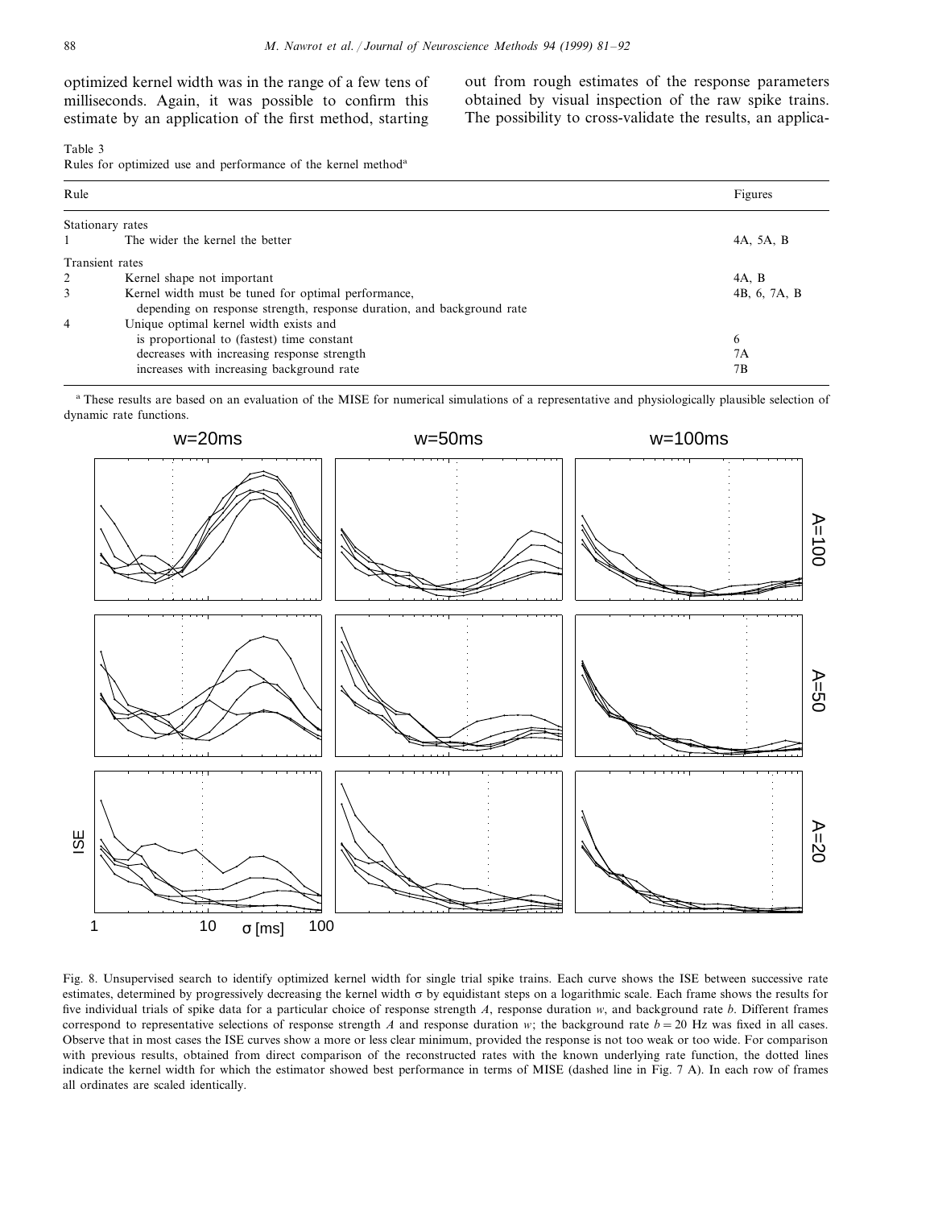optimized kernel width was in the range of a few tens of milliseconds. Again, it was possible to confirm this estimate by an application of the first method, starting out from rough estimates of the response parameters obtained by visual inspection of the raw spike trains. The possibility to cross-validate the results, an applica-

Table 3
Rules for optimized use and performance of the kernel method[a]

| Rule | | Figures |
|---|---|---|
| Stationary rates | | |
| 1 | The wider the kernel the better | 4A, 5A, B |
| Transient rates | | |
| 2 | Kernel shape not important | 4A, B |
| 3 | Kernel width must be tuned for optimal performance, depending on response strength, response duration, and background rate | 4B, 6, 7A, B |
| 4 | Unique optimal kernel width exists and | |
| | is proportional to (fastest) time constant | 6 |
| | decreases with increasing response strength | 7A |
| | increases with increasing background rate | 7B |

[a] These results are based on an evaluation of the MISE for numerical simulations of a representative and physiologically plausible selection of dynamic rate functions.

Fig. 8. Unsupervised search to identify optimized kernel width for single trial spike trains. Each curve shows the ISE between successive rate estimates, determined by progressively decreasing the kernel width σ by equidistant steps on a logarithmic scale. Each frame shows the results for five individual trials of spike data for a particular choice of response strength $A$, response duration $w$, and background rate $b$. Different frames correspond to representative selections of response strength $A$ and response duration $w$; the background rate $b = 20$ Hz was fixed in all cases. Observe that in most cases the ISE curves show a more or less clear minimum, provided the response is not too weak or too wide. For comparison with previous results, obtained from direct comparison of the reconstructed rates with the known underlying rate function, the dotted lines indicate the kernel width for which the estimator showed best performance in terms of MISE (dashed line in Fig. 7 A). In each row of frames all ordinates are scaled identically.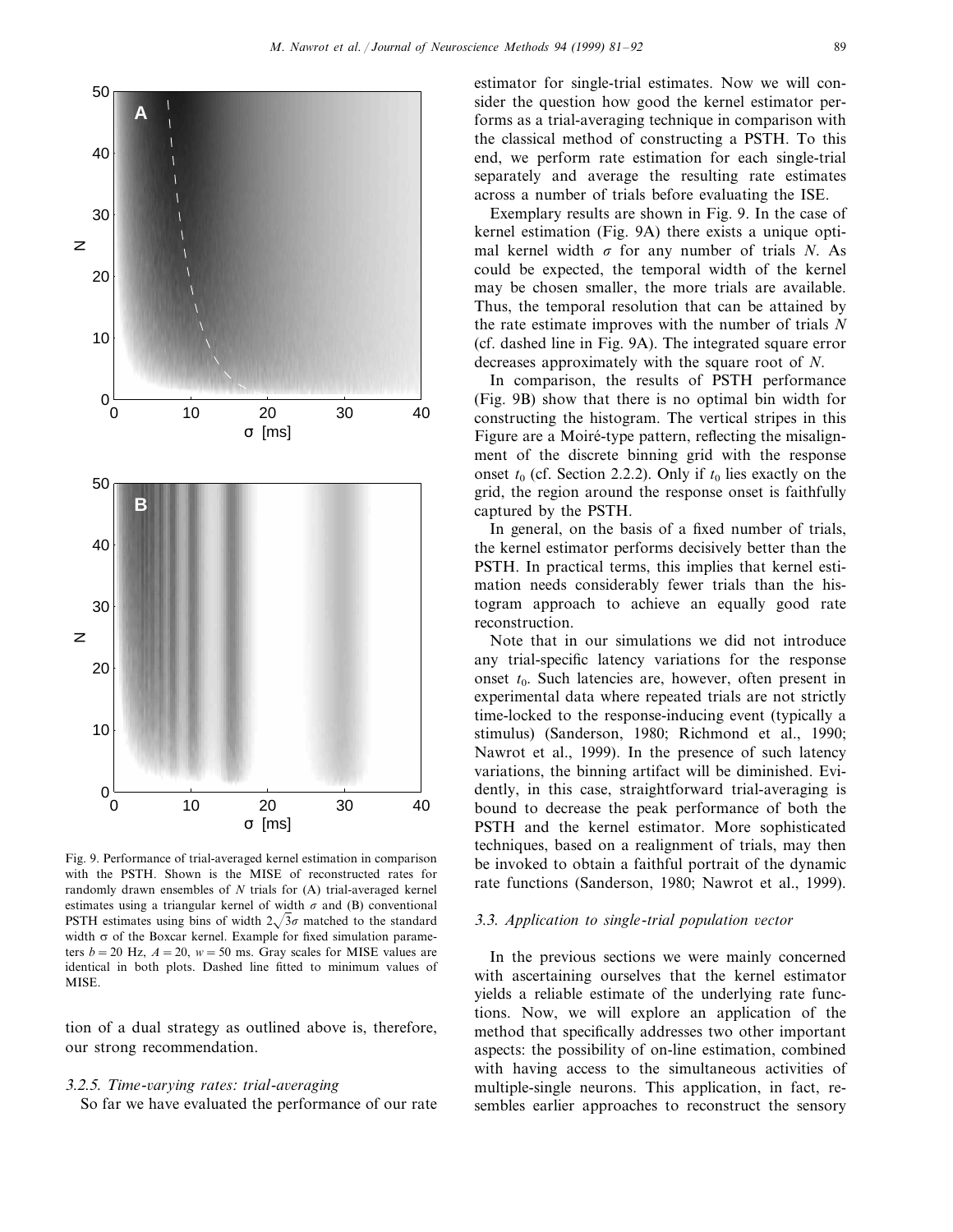Fig. 9. Performance of trial-averaged kernel estimation in comparison with the PSTH. Shown is the MISE of reconstructed rates for randomly drawn ensembles of $N$ trials for (A) trial-averaged kernel estimates using a triangular kernel of width $\sigma$ and (B) conventional PSTH estimates using bins of width $2\sqrt{3}\sigma$ matched to the standard width $\sigma$ of the Boxcar kernel. Example for fixed simulation parameters $b = 20$ Hz, $A = 20$, $w = 50$ ms. Gray scales for MISE values are identical in both plots. Dashed line fitted to minimum values of MISE.

tion of a dual strategy as outlined above is, therefore, our strong recommendation.

### *3.2.5. Time-varying rates: trial-averaging*

So far we have evaluated the performance of our rate estimator for single-trial estimates. Now we will consider the question how good the kernel estimator performs as a trial-averaging technique in comparison with the classical method of constructing a PSTH. To this end, we perform rate estimation for each single-trial separately and average the resulting rate estimates across a number of trials before evaluating the ISE.

Exemplary results are shown in Fig. 9. In the case of kernel estimation (Fig. 9A) there exists a unique optimal kernel width $\sigma$ for any number of trials $N$. As could be expected, the temporal width of the kernel may be chosen smaller, the more trials are available. Thus, the temporal resolution that can be attained by the rate estimate improves with the number of trials $N$ (cf. dashed line in Fig. 9A). The integrated square error decreases approximately with the square root of $N$.

In comparison, the results of PSTH performance (Fig. 9B) show that there is no optimal bin width for constructing the histogram. The vertical stripes in this Figure are a Moiré-type pattern, reflecting the misalignment of the discrete binning grid with the response onset $t_0$ (cf. Section 2.2.2). Only if $t_0$ lies exactly on the grid, the region around the response onset is faithfully captured by the PSTH.

In general, on the basis of a fixed number of trials, the kernel estimator performs decisively better than the PSTH. In practical terms, this implies that kernel estimation needs considerably fewer trials than the histogram approach to achieve an equally good rate reconstruction.

Note that in our simulations we did not introduce any trial-specific latency variations for the response onset $t_0$. Such latencies are, however, often present in experimental data where repeated trials are not strictly time-locked to the response-inducing event (typically a stimulus) (Sanderson, 1980; Richmond et al., 1990; Nawrot et al., 1999). In the presence of such latency variations, the binning artifact will be diminished. Evidently, in this case, straightforward trial-averaging is bound to decrease the peak performance of both the PSTH and the kernel estimator. More sophisticated techniques, based on a realignment of trials, may then be invoked to obtain a faithful portrait of the dynamic rate functions (Sanderson, 1980; Nawrot et al., 1999).

### *3.3. Application to single-trial population vector*

In the previous sections we were mainly concerned with ascertaining ourselves that the kernel estimator yields a reliable estimate of the underlying rate functions. Now, we will explore an application of the method that specifically addresses two other important aspects: the possibility of on-line estimation, combined with having access to the simultaneous activities of multiple-single neurons. This application, in fact, resembles earlier approaches to reconstruct the sensory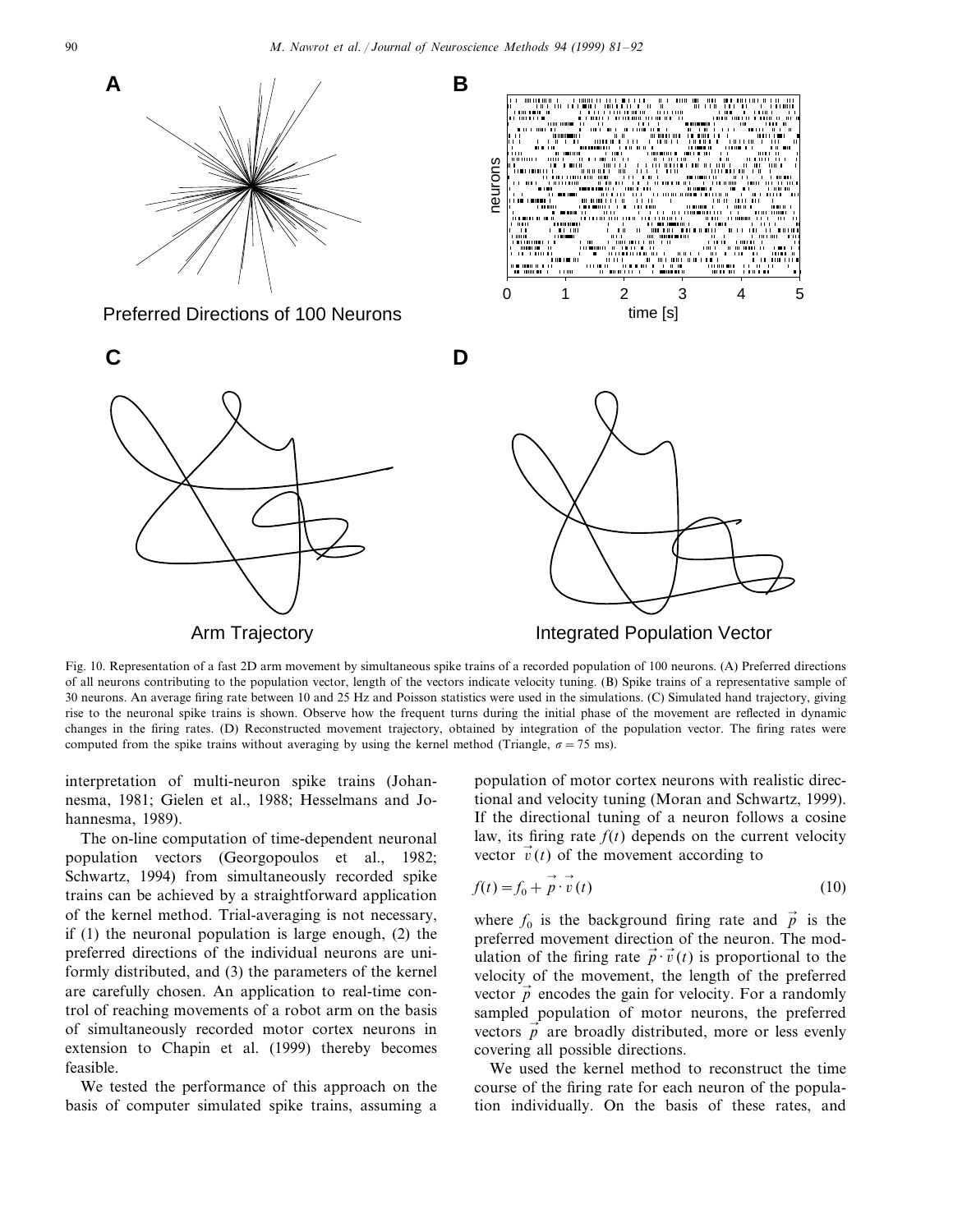Fig. 10. Representation of a fast 2D arm movement by simultaneous spike trains of a recorded population of 100 neurons. (A) Preferred directions of all neurons contributing to the population vector, length of the vectors indicate velocity tuning. (B) Spike trains of a representative sample of 30 neurons. An average firing rate between 10 and 25 Hz and Poisson statistics were used in the simulations. (C) Simulated hand trajectory, giving rise to the neuronal spike trains is shown. Observe how the frequent turns during the initial phase of the movement are reflected in dynamic changes in the firing rates. (D) Reconstructed movement trajectory, obtained by integration of the population vector. The firing rates were computed from the spike trains without averaging by using the kernel method (Triangle, $\sigma = 75$ ms).

interpretation of multi-neuron spike trains (Johannesma, 1981; Gielen et al., 1988; Hesselmans and Johannesma, 1989).

The on-line computation of time-dependent neuronal population vectors (Georgopoulos et al., 1982; Schwartz, 1994) from simultaneously recorded spike trains can be achieved by a straightforward application of the kernel method. Trial-averaging is not necessary, if (1) the neuronal population is large enough, (2) the preferred directions of the individual neurons are uniformly distributed, and (3) the parameters of the kernel are carefully chosen. An application to real-time control of reaching movements of a robot arm on the basis of simultaneously recorded motor cortex neurons in extension to Chapin et al. (1999) thereby becomes feasible.

We tested the performance of this approach on the basis of computer simulated spike trains, assuming a population of motor cortex neurons with realistic directional and velocity tuning (Moran and Schwartz, 1999). If the directional tuning of a neuron follows a cosine law, its firing rate $f(t)$ depends on the current velocity vector $\vec{v}(t)$ of the movement according to

$$f(t) = f_0 + \vec{p} \cdot \vec{v}(t) \tag{10}$$

where $f_0$ is the background firing rate and $\vec{p}$ is the preferred movement direction of the neuron. The modulation of the firing rate $\vec{p} \cdot \vec{v}(t)$ is proportional to the velocity of the movement, the length of the preferred vector $\vec{p}$ encodes the gain for velocity. For a randomly sampled population of motor neurons, the preferred vectors $\vec{p}$ are broadly distributed, more or less evenly covering all possible directions.

We used the kernel method to reconstruct the time course of the firing rate for each neuron of the population individually. On the basis of these rates, and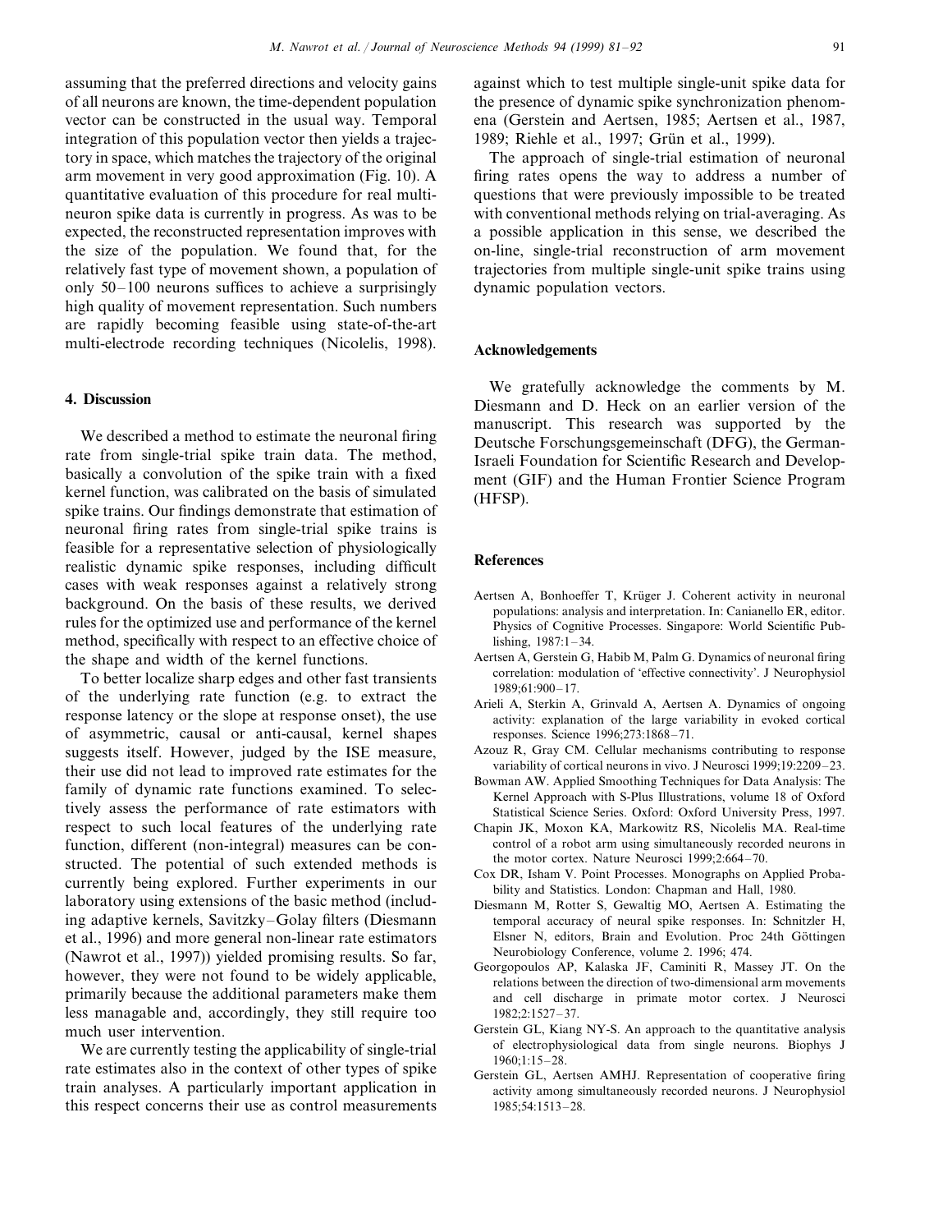assuming that the preferred directions and velocity gains of all neurons are known, the time-dependent population vector can be constructed in the usual way. Temporal integration of this population vector then yields a trajectory in space, which matches the trajectory of the original arm movement in very good approximation (Fig. 10). A quantitative evaluation of this procedure for real multi-neuron spike data is currently in progress. As was to be expected, the reconstructed representation improves with the size of the population. We found that, for the relatively fast type of movement shown, a population of only 50–100 neurons suffices to achieve a surprisingly high quality of movement representation. Such numbers are rapidly becoming feasible using state-of-the-art multi-electrode recording techniques (Nicolelis, 1998).

## 4. Discussion

We described a method to estimate the neuronal firing rate from single-trial spike train data. The method, basically a convolution of the spike train with a fixed kernel function, was calibrated on the basis of simulated spike trains. Our findings demonstrate that estimation of neuronal firing rates from single-trial spike trains is feasible for a representative selection of physiologically realistic dynamic spike responses, including difficult cases with weak responses against a relatively strong background. On the basis of these results, we derived rules for the optimized use and performance of the kernel method, specifically with respect to an effective choice of the shape and width of the kernel functions.

To better localize sharp edges and other fast transients of the underlying rate function (e.g. to extract the response latency or the slope at response onset), the use of asymmetric, causal or anti-causal, kernel shapes suggests itself. However, judged by the ISE measure, their use did not lead to improved rate estimates for the family of dynamic rate functions examined. To selectively assess the performance of rate estimators with respect to such local features of the underlying rate function, different (non-integral) measures can be constructed. The potential of such extended methods is currently being explored. Further experiments in our laboratory using extensions of the basic method (including adaptive kernels, Savitzky–Golay filters (Diesmann et al., 1996) and more general non-linear rate estimators (Nawrot et al., 1997)) yielded promising results. So far, however, they were not found to be widely applicable, primarily because the additional parameters make them less managable and, accordingly, they still require too much user intervention.

We are currently testing the applicability of single-trial rate estimates also in the context of other types of spike train analyses. A particularly important application in this respect concerns their use as control measurements against which to test multiple single-unit spike data for the presence of dynamic spike synchronization phenomena (Gerstein and Aertsen, 1985; Aertsen et al., 1987, 1989; Riehle et al., 1997; Grün et al., 1999).

The approach of single-trial estimation of neuronal firing rates opens the way to address a number of questions that were previously impossible to be treated with conventional methods relying on trial-averaging. As a possible application in this sense, we described the on-line, single-trial reconstruction of arm movement trajectories from multiple single-unit spike trains using dynamic population vectors.

## Acknowledgements

We gratefully acknowledge the comments by M. Diesmann and D. Heck on an earlier version of the manuscript. This research was supported by the Deutsche Forschungsgemeinschaft (DFG), the German-Israeli Foundation for Scientific Research and Development (GIF) and the Human Frontier Science Program (HFSP).

## References

Aertsen A, Bonhoeffer T, Krüger J. Coherent activity in neuronal populations: analysis and interpretation. In: Canianello ER, editor. Physics of Cognitive Processes. Singapore: World Scientific Publishing, 1987:1–34.

Aertsen A, Gerstein G, Habib M, Palm G. Dynamics of neuronal firing correlation: modulation of 'effective connectivity'. J Neurophysiol 1989;61:900–17.

Arieli A, Sterkin A, Grinvald A, Aertsen A. Dynamics of ongoing activity: explanation of the large variability in evoked cortical responses. Science 1996;273:1868–71.

Azouz R, Gray CM. Cellular mechanisms contributing to response variability of cortical neurons in vivo. J Neurosci 1999;19:2209–23.

Bowman AW. Applied Smoothing Techniques for Data Analysis: The Kernel Approach with S-Plus Illustrations, volume 18 of Oxford Statistical Science Series. Oxford: Oxford University Press, 1997.

Chapin JK, Moxon KA, Markowitz RS, Nicolelis MA. Real-time control of a robot arm using simultaneously recorded neurons in the motor cortex. Nature Neurosci 1999;2:664–70.

Cox DR, Isham V. Point Processes. Monographs on Applied Probability and Statistics. London: Chapman and Hall, 1980.

Diesmann M, Rotter S, Gewaltig MO, Aertsen A. Estimating the temporal accuracy of neural spike responses. In: Schnitzler H, Elsner N, editors, Brain and Evolution. Proc 24th Göttingen Neurobiology Conference, volume 2. 1996; 474.

Georgopoulos AP, Kalaska JF, Caminiti R, Massey JT. On the relations between the direction of two-dimensional arm movements and cell discharge in primate motor cortex. J Neurosci 1982;2:1527–37.

Gerstein GL, Kiang NY-S. An approach to the quantitative analysis of electrophysiological data from single neurons. Biophys J 1960;1:15–28.

Gerstein GL, Aertsen AMHJ. Representation of cooperative firing activity among simultaneously recorded neurons. J Neurophysiol 1985;54:1513–28.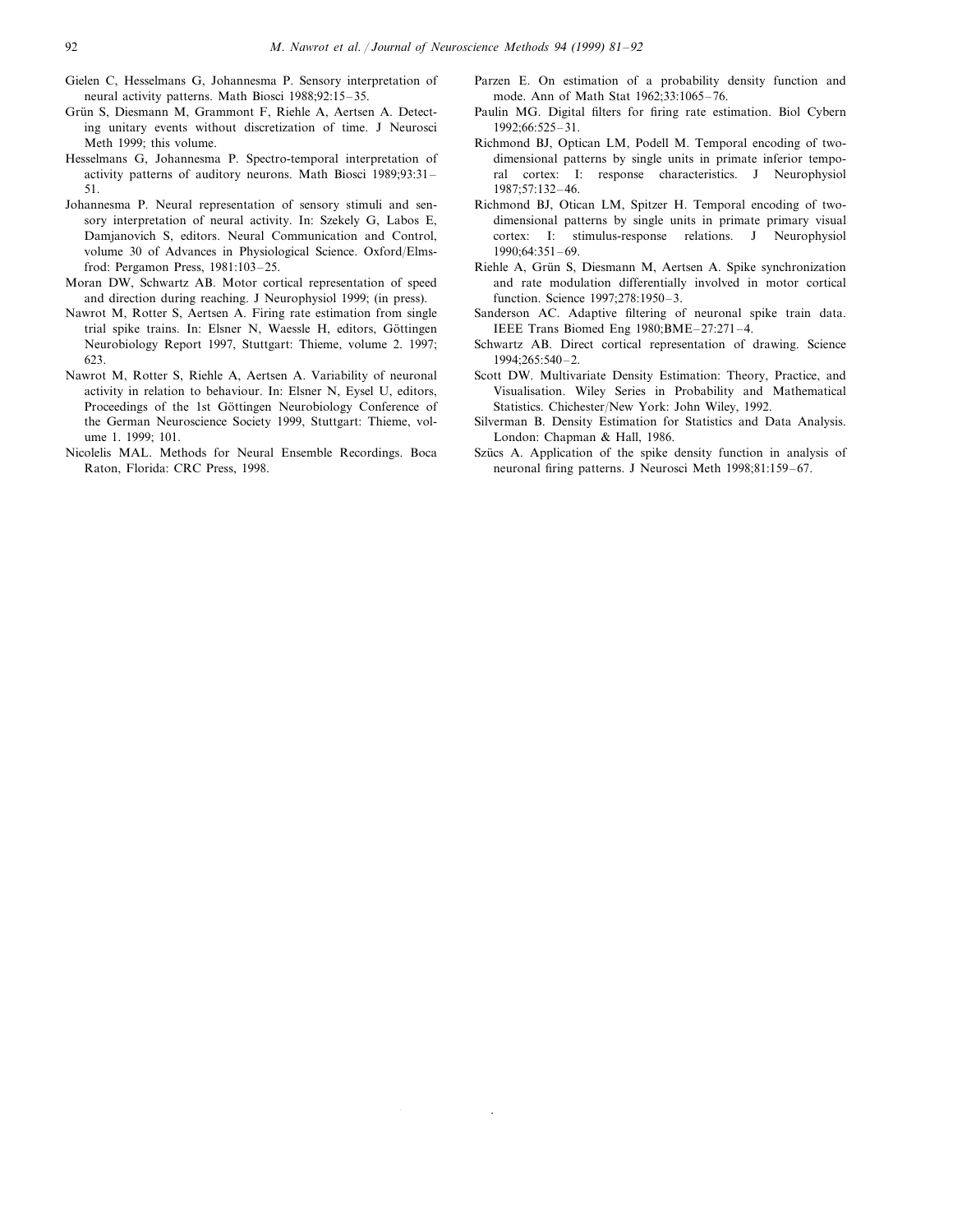Gielen C, Hesselmans G, Johannesma P. Sensory interpretation of neural activity patterns. Math Biosci 1988;92:15–35.

Grün S, Diesmann M, Grammont F, Riehle A, Aertsen A. Detecting unitary events without discretization of time. J Neurosci Meth 1999; this volume.

Hesselmans G, Johannesma P. Spectro-temporal interpretation of activity patterns of auditory neurons. Math Biosci 1989;93:31–51.

Johannesma P. Neural representation of sensory stimuli and sensory interpretation of neural activity. In: Szekely G, Labos E, Damjanovich S, editors. Neural Communication and Control, volume 30 of Advances in Physiological Science. Oxford/Elmsfrod: Pergamon Press, 1981:103–25.

Moran DW, Schwartz AB. Motor cortical representation of speed and direction during reaching. J Neurophysiol 1999; (in press).

Nawrot M, Rotter S, Aertsen A. Firing rate estimation from single trial spike trains. In: Elsner N, Waessle H, editors, Göttingen Neurobiology Report 1997, Stuttgart: Thieme, volume 2. 1997; 623.

Nawrot M, Rotter S, Riehle A, Aertsen A. Variability of neuronal activity in relation to behaviour. In: Elsner N, Eysel U, editors, Proceedings of the 1st Göttingen Neurobiology Conference of the German Neuroscience Society 1999, Stuttgart: Thieme, volume 1. 1999; 101.

Nicolelis MAL. Methods for Neural Ensemble Recordings. Boca Raton, Florida: CRC Press, 1998.

Parzen E. On estimation of a probability density function and mode. Ann of Math Stat 1962;33:1065–76.

Paulin MG. Digital filters for firing rate estimation. Biol Cybern 1992;66:525–31.

Richmond BJ, Optican LM, Podell M. Temporal encoding of two-dimensional patterns by single units in primate inferior temporal cortex: I: response characteristics. J Neurophysiol 1987;57:132–46.

Richmond BJ, Otican LM, Spitzer H. Temporal encoding of two-dimensional patterns by single units in primate primary visual cortex: I: stimulus-response relations. J Neurophysiol 1990;64:351–69.

Riehle A, Grün S, Diesmann M, Aertsen A. Spike synchronization and rate modulation differentially involved in motor cortical function. Science 1997;278:1950–3.

Sanderson AC. Adaptive filtering of neuronal spike train data. IEEE Trans Biomed Eng 1980;BME–27:271–4.

Schwartz AB. Direct cortical representation of drawing. Science 1994;265:540–2.

Scott DW. Multivariate Density Estimation: Theory, Practice, and Visualisation. Wiley Series in Probability and Mathematical Statistics. Chichester/New York: John Wiley, 1992.

Silverman B. Density Estimation for Statistics and Data Analysis. London: Chapman & Hall, 1986.

Szücs A. Application of the spike density function in analysis of neuronal firing patterns. J Neurosci Meth 1998;81:159–67.